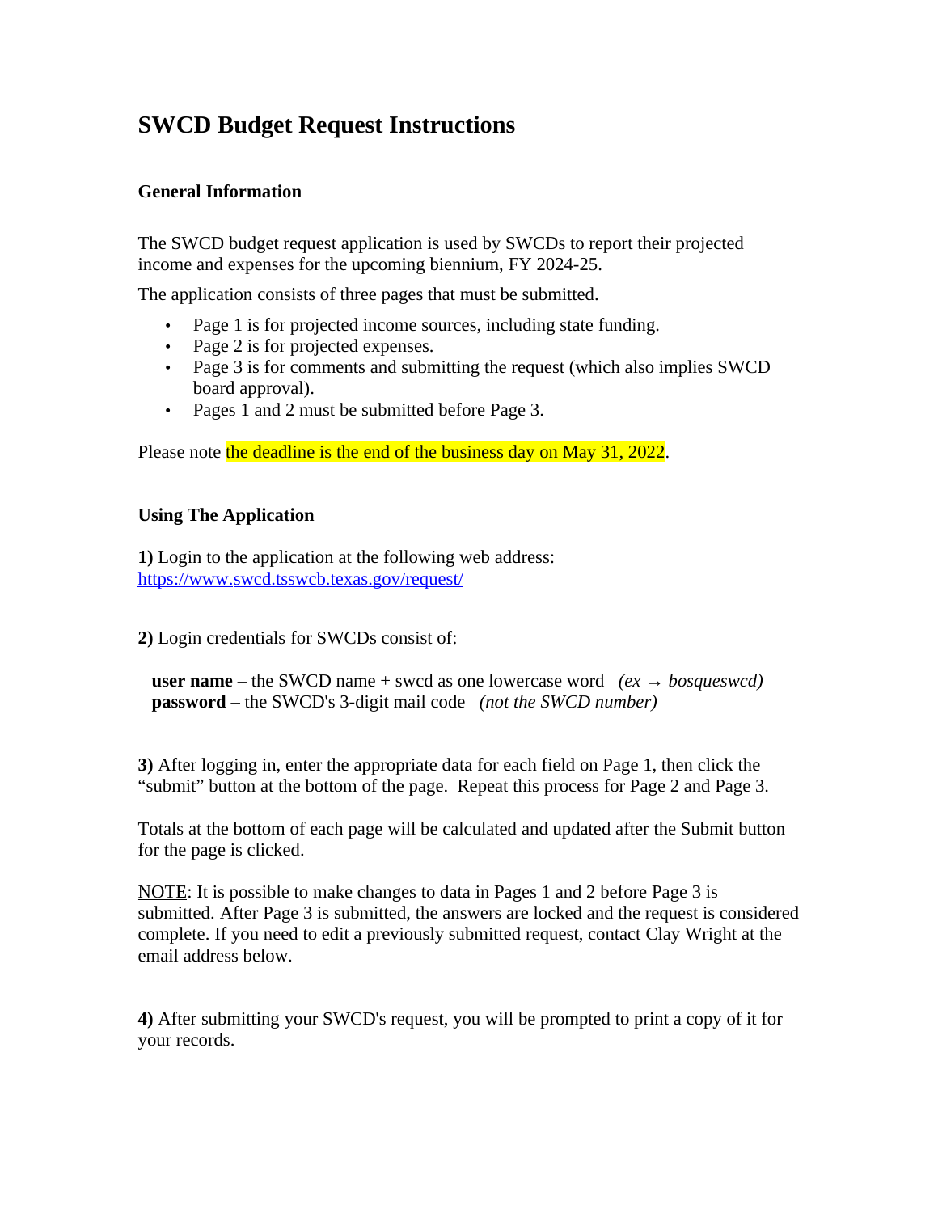# SWCD Budget Request Instructions

## General Information

The SWCD budget request application is used by SWCDs to report their projected income and expenses for the upcoming biennium, FY 2024-25.

The application consists of three pages that must be submitted.

- Page 1 is for projected income sources, including state funding.
- Page 2 is for projected expenses.
- Page 3 is for comments and submitting the request (which also implies SWCD board approval).
- Pages 1 and 2 must be submitted before Page 3.

Please note the deadline is the end of the business day on May 31, 2022.

## Using The Application

**1)** Login to the application at the following web address:
https://www.swcd.tsswcb.texas.gov/request/

**2)** Login credentials for SWCDs consist of:

**user name** – the SWCD name + swcd as one lowercase word *(ex → bosqueswcd)*
**password** – the SWCD's 3-digit mail code *(not the SWCD number)*

**3)** After logging in, enter the appropriate data for each field on Page 1, then click the "submit" button at the bottom of the page. Repeat this process for Page 2 and Page 3.

Totals at the bottom of each page will be calculated and updated after the Submit button for the page is clicked.

NOTE: It is possible to make changes to data in Pages 1 and 2 before Page 3 is submitted. After Page 3 is submitted, the answers are locked and the request is considered complete. If you need to edit a previously submitted request, contact Clay Wright at the email address below.

**4)** After submitting your SWCD's request, you will be prompted to print a copy of it for your records.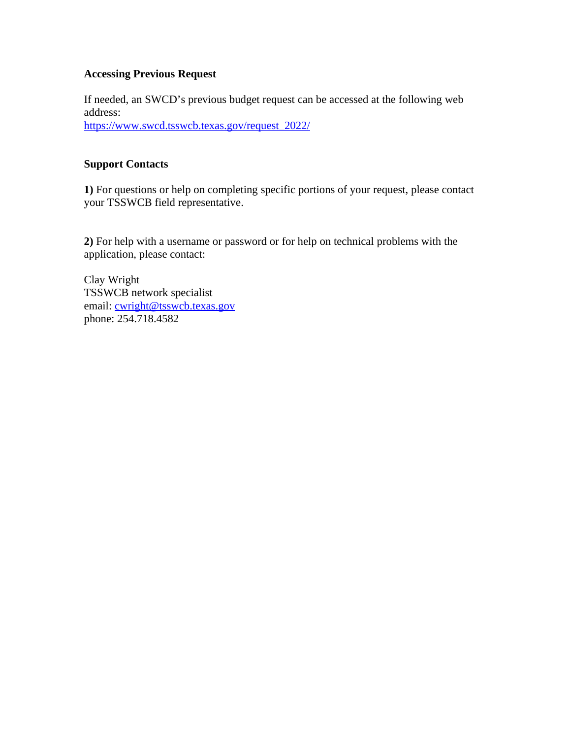**Accessing Previous Request**

If needed, an SWCD's previous budget request can be accessed at the following web address:
https://www.swcd.tsswcb.texas.gov/request_2022/

**Support Contacts**

**1)** For questions or help on completing specific portions of your request, please contact your TSSWCB field representative.

**2)** For help with a username or password or for help on technical problems with the application, please contact:

Clay Wright
TSSWCB network specialist
email: cwright@tsswcb.texas.gov
phone: 254.718.4582